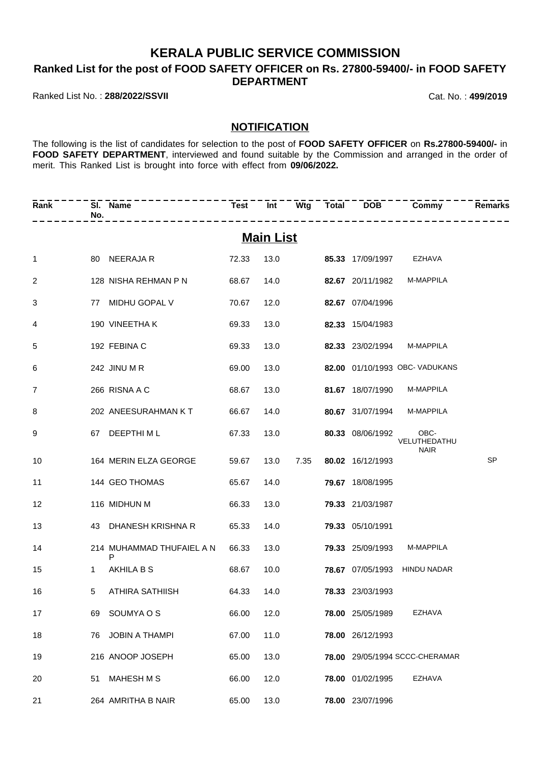# KERALA PUBLIC SERVICE COMMISSION

## Ranked List for the post of FOOD SAFETY OFFICER on Rs. 27800-59400/- in FOOD SAFETY DEPARTMENT

Ranked List No. : **288/2022/SSVII** Cat. No. : **499/2019**

### NOTIFICATION

The following is the list of candidates for selection to the post of **FOOD SAFETY OFFICER** on **Rs.27800-59400/-** in **FOOD SAFETY DEPARTMENT**, interviewed and found suitable by the Commission and arranged in the order of merit. This Ranked List is brought into force with effect from **09/06/2022.**

## Main List

| Rank | Sl. No. | Name | Test | Int | Wtg | Total | DOB | Commy | Remarks |
|---|---|---|---|---|---|---|---|---|---|
| 1 | 80 | NEERAJA R | 72.33 | 13.0 | | **85.33** | 17/09/1997 | EZHAVA | |
| 2 | 128 | NISHA REHMAN P N | 68.67 | 14.0 | | **82.67** | 20/11/1982 | M-MAPPILA | |
| 3 | 77 | MIDHU GOPAL V | 70.67 | 12.0 | | **82.67** | 07/04/1996 | | |
| 4 | 190 | VINEETHA K | 69.33 | 13.0 | | **82.33** | 15/04/1983 | | |
| 5 | 192 | FEBINA C | 69.33 | 13.0 | | **82.33** | 23/02/1994 | M-MAPPILA | |
| 6 | 242 | JINU M R | 69.00 | 13.0 | | **82.00** | 01/10/1993 | OBC- VADUKANS | |
| 7 | 266 | RISNA A C | 68.67 | 13.0 | | **81.67** | 18/07/1990 | M-MAPPILA | |
| 8 | 202 | ANEESURAHMAN K T | 66.67 | 14.0 | | **80.67** | 31/07/1994 | M-MAPPILA | |
| 9 | 67 | DEEPTHI M L | 67.33 | 13.0 | | **80.33** | 08/06/1992 | OBC-VELUTHEDATHU NAIR | |
| 10 | 164 | MERIN ELZA GEORGE | 59.67 | 13.0 | 7.35 | **80.02** | 16/12/1993 | | SP |
| 11 | 144 | GEO THOMAS | 65.67 | 14.0 | | **79.67** | 18/08/1995 | | |
| 12 | 116 | MIDHUN M | 66.33 | 13.0 | | **79.33** | 21/03/1987 | | |
| 13 | 43 | DHANESH KRISHNA R | 65.33 | 14.0 | | **79.33** | 05/10/1991 | | |
| 14 | 214 | MUHAMMAD THUFAIEL A N P | 66.33 | 13.0 | | **79.33** | 25/09/1993 | M-MAPPILA | |
| 15 | 1 | AKHILA B S | 68.67 | 10.0 | | **78.67** | 07/05/1993 | HINDU NADAR | |
| 16 | 5 | ATHIRA SATHIISH | 64.33 | 14.0 | | **78.33** | 23/03/1993 | | |
| 17 | 69 | SOUMYA O S | 66.00 | 12.0 | | **78.00** | 25/05/1989 | EZHAVA | |
| 18 | 76 | JOBIN A THAMPI | 67.00 | 11.0 | | **78.00** | 26/12/1993 | | |
| 19 | 216 | ANOOP JOSEPH | 65.00 | 13.0 | | **78.00** | 29/05/1994 | SCCC-CHERAMAR | |
| 20 | 51 | MAHESH M S | 66.00 | 12.0 | | **78.00** | 01/02/1995 | EZHAVA | |
| 21 | 264 | AMRITHA B NAIR | 65.00 | 13.0 | | **78.00** | 23/07/1996 | | |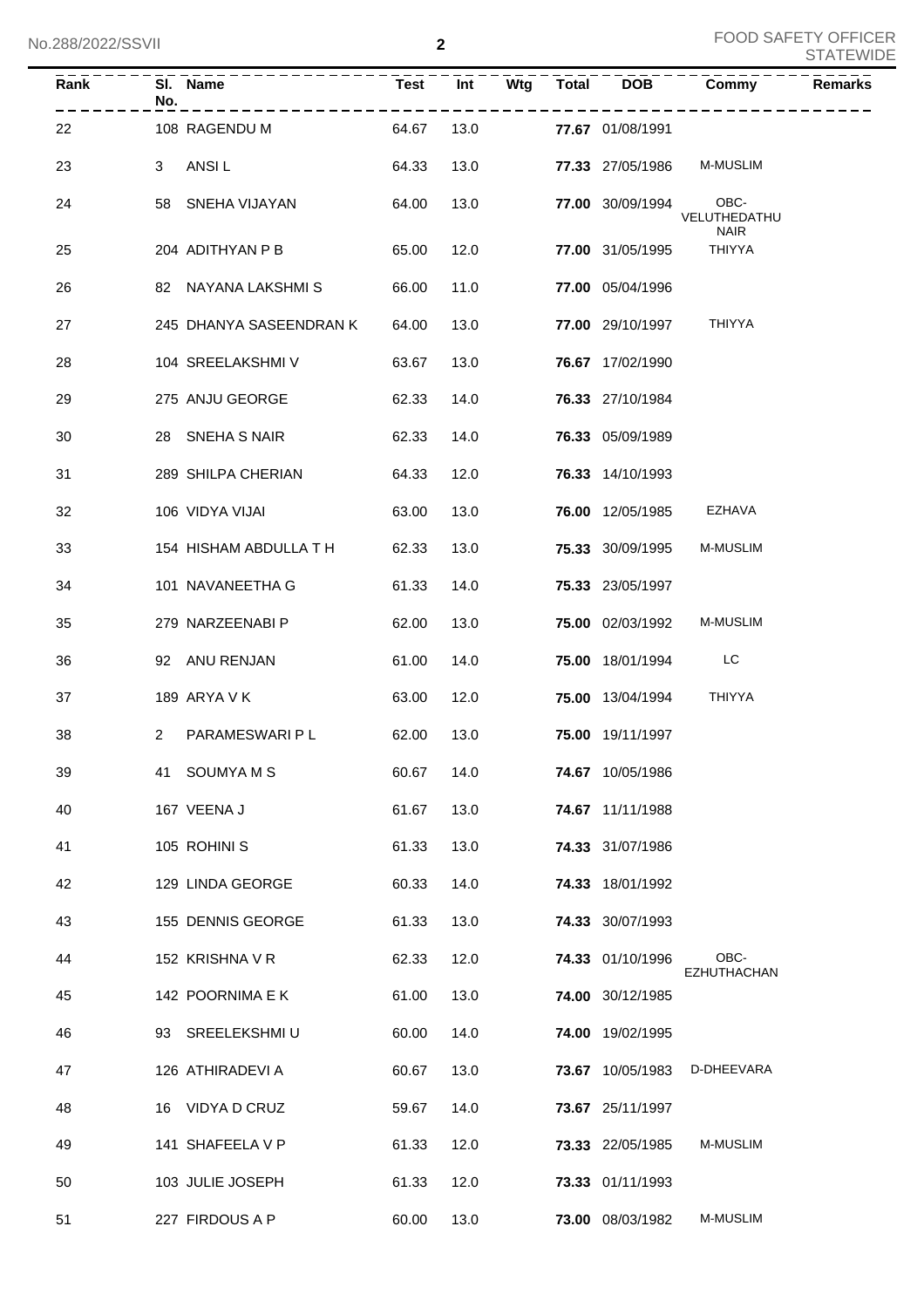| Rank | Sl. No. | Name | Test | Int | Wtg | Total | DOB | Commy | Remarks |
|---|---|---|---|---|---|---|---|---|---|
| 22 | 108 | RAGENDU M | 64.67 | 13.0 | | **77.67** | 01/08/1991 | | |
| 23 | 3 | ANSI L | 64.33 | 13.0 | | **77.33** | 27/05/1986 | M-MUSLIM | |
| 24 | 58 | SNEHA VIJAYAN | 64.00 | 13.0 | | **77.00** | 30/09/1994 | OBC-VELUTHEDATHU NAIR | |
| 25 | 204 | ADITHYAN P B | 65.00 | 12.0 | | **77.00** | 31/05/1995 | THIYYA | |
| 26 | 82 | NAYANA LAKSHMI S | 66.00 | 11.0 | | **77.00** | 05/04/1996 | | |
| 27 | 245 | DHANYA SASEENDRAN K | 64.00 | 13.0 | | **77.00** | 29/10/1997 | THIYYA | |
| 28 | 104 | SREELAKSHMI V | 63.67 | 13.0 | | **76.67** | 17/02/1990 | | |
| 29 | 275 | ANJU GEORGE | 62.33 | 14.0 | | **76.33** | 27/10/1984 | | |
| 30 | 28 | SNEHA S NAIR | 62.33 | 14.0 | | **76.33** | 05/09/1989 | | |
| 31 | 289 | SHILPA CHERIAN | 64.33 | 12.0 | | **76.33** | 14/10/1993 | | |
| 32 | 106 | VIDYA VIJAI | 63.00 | 13.0 | | **76.00** | 12/05/1985 | EZHAVA | |
| 33 | 154 | HISHAM ABDULLA T H | 62.33 | 13.0 | | **75.33** | 30/09/1995 | M-MUSLIM | |
| 34 | 101 | NAVANEETHA G | 61.33 | 14.0 | | **75.33** | 23/05/1997 | | |
| 35 | 279 | NARZEENABI P | 62.00 | 13.0 | | **75.00** | 02/03/1992 | M-MUSLIM | |
| 36 | 92 | ANU RENJAN | 61.00 | 14.0 | | **75.00** | 18/01/1994 | LC | |
| 37 | 189 | ARYA V K | 63.00 | 12.0 | | **75.00** | 13/04/1994 | THIYYA | |
| 38 | 2 | PARAMESWARI P L | 62.00 | 13.0 | | **75.00** | 19/11/1997 | | |
| 39 | 41 | SOUMYA M S | 60.67 | 14.0 | | **74.67** | 10/05/1986 | | |
| 40 | 167 | VEENA J | 61.67 | 13.0 | | **74.67** | 11/11/1988 | | |
| 41 | 105 | ROHINI S | 61.33 | 13.0 | | **74.33** | 31/07/1986 | | |
| 42 | 129 | LINDA GEORGE | 60.33 | 14.0 | | **74.33** | 18/01/1992 | | |
| 43 | 155 | DENNIS GEORGE | 61.33 | 13.0 | | **74.33** | 30/07/1993 | | |
| 44 | 152 | KRISHNA V R | 62.33 | 12.0 | | **74.33** | 01/10/1996 | OBC-EZHUTHACHAN | |
| 45 | 142 | POORNIMA E K | 61.00 | 13.0 | | **74.00** | 30/12/1985 | | |
| 46 | 93 | SREELEKSHMI U | 60.00 | 14.0 | | **74.00** | 19/02/1995 | | |
| 47 | 126 | ATHIRADEVI A | 60.67 | 13.0 | | **73.67** | 10/05/1983 | D-DHEEVARA | |
| 48 | 16 | VIDYA D CRUZ | 59.67 | 14.0 | | **73.67** | 25/11/1997 | | |
| 49 | 141 | SHAFEELA V P | 61.33 | 12.0 | | **73.33** | 22/05/1985 | M-MUSLIM | |
| 50 | 103 | JULIE JOSEPH | 61.33 | 12.0 | | **73.33** | 01/11/1993 | | |
| 51 | 227 | FIRDOUS A P | 60.00 | 13.0 | | **73.00** | 08/03/1982 | M-MUSLIM | |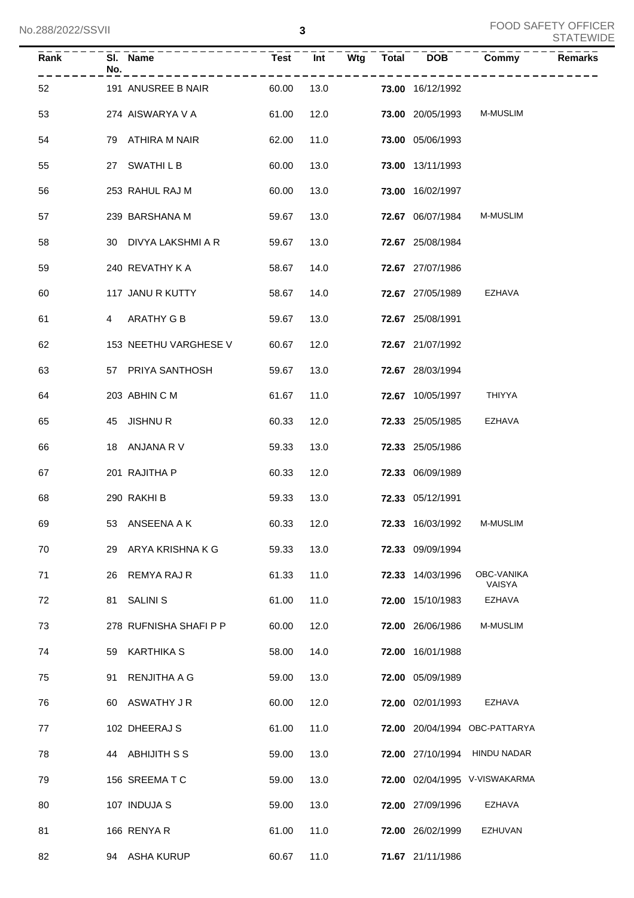| Rank | Sl. No. | Name | Test | Int | Wtg | Total | DOB | Commy | Remarks |
|---|---|---|---|---|---|---|---|---|---|
| 52 | 191 | ANUSREE B NAIR | 60.00 | 13.0 | | **73.00** | 16/12/1992 | | |
| 53 | 274 | AISWARYA V A | 61.00 | 12.0 | | **73.00** | 20/05/1993 | M-MUSLIM | |
| 54 | 79 | ATHIRA M NAIR | 62.00 | 11.0 | | **73.00** | 05/06/1993 | | |
| 55 | 27 | SWATHI L B | 60.00 | 13.0 | | **73.00** | 13/11/1993 | | |
| 56 | 253 | RAHUL RAJ M | 60.00 | 13.0 | | **73.00** | 16/02/1997 | | |
| 57 | 239 | BARSHANA M | 59.67 | 13.0 | | **72.67** | 06/07/1984 | M-MUSLIM | |
| 58 | 30 | DIVYA LAKSHMI A R | 59.67 | 13.0 | | **72.67** | 25/08/1984 | | |
| 59 | 240 | REVATHY K A | 58.67 | 14.0 | | **72.67** | 27/07/1986 | | |
| 60 | 117 | JANU R KUTTY | 58.67 | 14.0 | | **72.67** | 27/05/1989 | EZHAVA | |
| 61 | 4 | ARATHY G B | 59.67 | 13.0 | | **72.67** | 25/08/1991 | | |
| 62 | 153 | NEETHU VARGHESE V | 60.67 | 12.0 | | **72.67** | 21/07/1992 | | |
| 63 | 57 | PRIYA SANTHOSH | 59.67 | 13.0 | | **72.67** | 28/03/1994 | | |
| 64 | 203 | ABHIN C M | 61.67 | 11.0 | | **72.67** | 10/05/1997 | THIYYA | |
| 65 | 45 | JISHNU R | 60.33 | 12.0 | | **72.33** | 25/05/1985 | EZHAVA | |
| 66 | 18 | ANJANA R V | 59.33 | 13.0 | | **72.33** | 25/05/1986 | | |
| 67 | 201 | RAJITHA P | 60.33 | 12.0 | | **72.33** | 06/09/1989 | | |
| 68 | 290 | RAKHI B | 59.33 | 13.0 | | **72.33** | 05/12/1991 | | |
| 69 | 53 | ANSEENA A K | 60.33 | 12.0 | | **72.33** | 16/03/1992 | M-MUSLIM | |
| 70 | 29 | ARYA KRISHNA K G | 59.33 | 13.0 | | **72.33** | 09/09/1994 | | |
| 71 | 26 | REMYA RAJ R | 61.33 | 11.0 | | **72.33** | 14/03/1996 | OBC-VANIKA VAISYA | |
| 72 | 81 | SALINI S | 61.00 | 11.0 | | **72.00** | 15/10/1983 | EZHAVA | |
| 73 | 278 | RUFNISHA SHAFI P P | 60.00 | 12.0 | | **72.00** | 26/06/1986 | M-MUSLIM | |
| 74 | 59 | KARTHIKA S | 58.00 | 14.0 | | **72.00** | 16/01/1988 | | |
| 75 | 91 | RENJITHA A G | 59.00 | 13.0 | | **72.00** | 05/09/1989 | | |
| 76 | 60 | ASWATHY J R | 60.00 | 12.0 | | **72.00** | 02/01/1993 | EZHAVA | |
| 77 | 102 | DHEERAJ S | 61.00 | 11.0 | | **72.00** | 20/04/1994 | OBC-PATTARYA | |
| 78 | 44 | ABHIJITH S S | 59.00 | 13.0 | | **72.00** | 27/10/1994 | HINDU NADAR | |
| 79 | 156 | SREEMA T C | 59.00 | 13.0 | | **72.00** | 02/04/1995 | V-VISWAKARMA | |
| 80 | 107 | INDUJA S | 59.00 | 13.0 | | **72.00** | 27/09/1996 | EZHAVA | |
| 81 | 166 | RENYA R | 61.00 | 11.0 | | **72.00** | 26/02/1999 | EZHUVAN | |
| 82 | 94 | ASHA KURUP | 60.67 | 11.0 | | **71.67** | 21/11/1986 | | |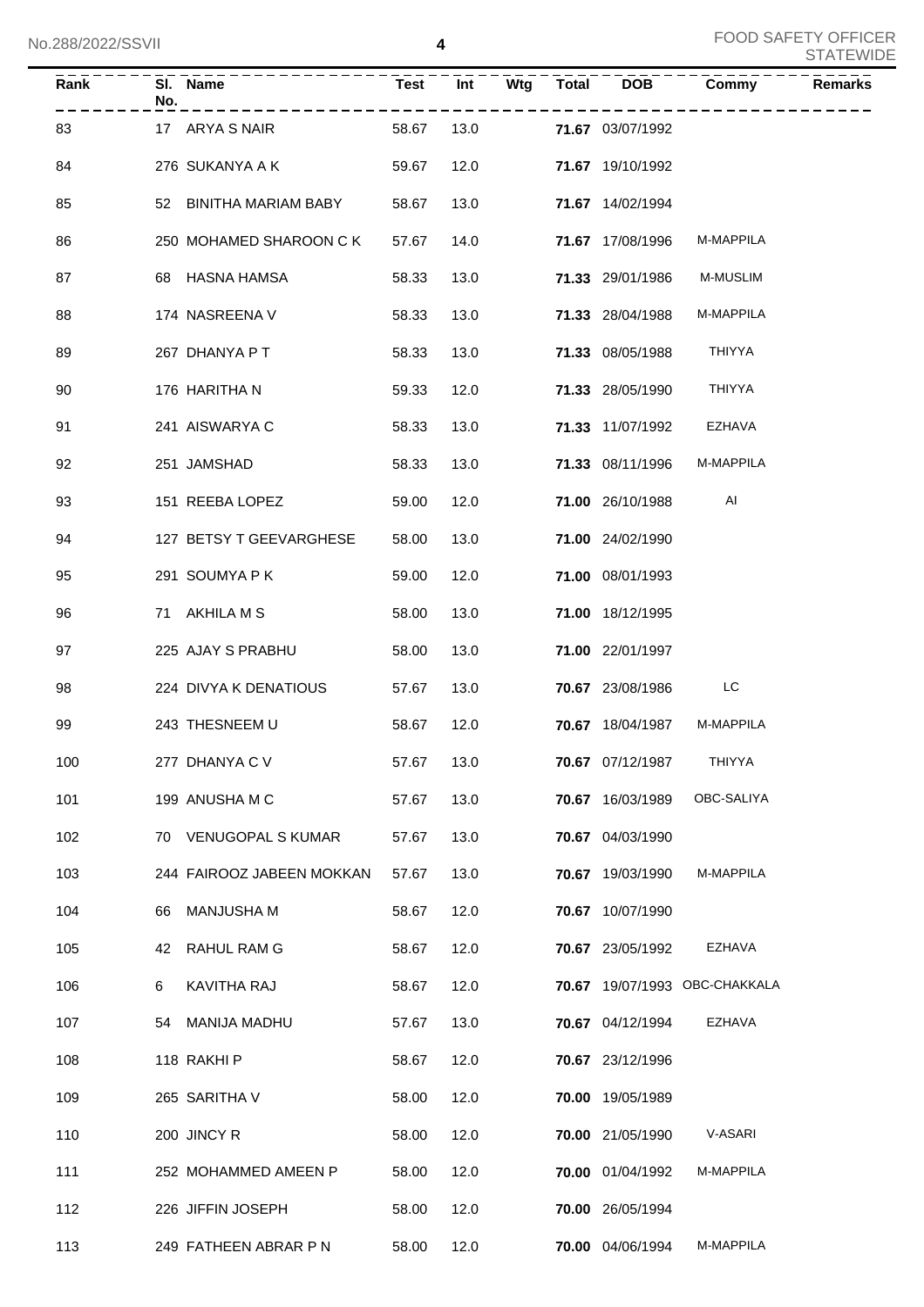| Rank | Sl. No. | Name | Test | Int | Wtg | Total | DOB | Commy | Remarks |
|---|---|---|---|---|---|---|---|---|---|
| 83 | 17 | ARYA S NAIR | 58.67 | 13.0 | | **71.67** | 03/07/1992 | | |
| 84 | 276 | SUKANYA A K | 59.67 | 12.0 | | **71.67** | 19/10/1992 | | |
| 85 | 52 | BINITHA MARIAM BABY | 58.67 | 13.0 | | **71.67** | 14/02/1994 | | |
| 86 | 250 | MOHAMED SHAROON C K | 57.67 | 14.0 | | **71.67** | 17/08/1996 | M-MAPPILA | |
| 87 | 68 | HASNA HAMSA | 58.33 | 13.0 | | **71.33** | 29/01/1986 | M-MUSLIM | |
| 88 | 174 | NASREENA V | 58.33 | 13.0 | | **71.33** | 28/04/1988 | M-MAPPILA | |
| 89 | 267 | DHANYA P T | 58.33 | 13.0 | | **71.33** | 08/05/1988 | THIYYA | |
| 90 | 176 | HARITHA N | 59.33 | 12.0 | | **71.33** | 28/05/1990 | THIYYA | |
| 91 | 241 | AISWARYA C | 58.33 | 13.0 | | **71.33** | 11/07/1992 | EZHAVA | |
| 92 | 251 | JAMSHAD | 58.33 | 13.0 | | **71.33** | 08/11/1996 | M-MAPPILA | |
| 93 | 151 | REEBA LOPEZ | 59.00 | 12.0 | | **71.00** | 26/10/1988 | AI | |
| 94 | 127 | BETSY T GEEVARGHESE | 58.00 | 13.0 | | **71.00** | 24/02/1990 | | |
| 95 | 291 | SOUMYA P K | 59.00 | 12.0 | | **71.00** | 08/01/1993 | | |
| 96 | 71 | AKHILA M S | 58.00 | 13.0 | | **71.00** | 18/12/1995 | | |
| 97 | 225 | AJAY S PRABHU | 58.00 | 13.0 | | **71.00** | 22/01/1997 | | |
| 98 | 224 | DIVYA K DENATIOUS | 57.67 | 13.0 | | **70.67** | 23/08/1986 | LC | |
| 99 | 243 | THESNEEM U | 58.67 | 12.0 | | **70.67** | 18/04/1987 | M-MAPPILA | |
| 100 | 277 | DHANYA C V | 57.67 | 13.0 | | **70.67** | 07/12/1987 | THIYYA | |
| 101 | 199 | ANUSHA M C | 57.67 | 13.0 | | **70.67** | 16/03/1989 | OBC-SALIYA | |
| 102 | 70 | VENUGOPAL S KUMAR | 57.67 | 13.0 | | **70.67** | 04/03/1990 | | |
| 103 | 244 | FAIROOZ JABEEN MOKKAN | 57.67 | 13.0 | | **70.67** | 19/03/1990 | M-MAPPILA | |
| 104 | 66 | MANJUSHA M | 58.67 | 12.0 | | **70.67** | 10/07/1990 | | |
| 105 | 42 | RAHUL RAM G | 58.67 | 12.0 | | **70.67** | 23/05/1992 | EZHAVA | |
| 106 | 6 | KAVITHA RAJ | 58.67 | 12.0 | | **70.67** | 19/07/1993 | OBC-CHAKKALA | |
| 107 | 54 | MANIJA MADHU | 57.67 | 13.0 | | **70.67** | 04/12/1994 | EZHAVA | |
| 108 | 118 | RAKHI P | 58.67 | 12.0 | | **70.67** | 23/12/1996 | | |
| 109 | 265 | SARITHA V | 58.00 | 12.0 | | **70.00** | 19/05/1989 | | |
| 110 | 200 | JINCY R | 58.00 | 12.0 | | **70.00** | 21/05/1990 | V-ASARI | |
| 111 | 252 | MOHAMMED AMEEN P | 58.00 | 12.0 | | **70.00** | 01/04/1992 | M-MAPPILA | |
| 112 | 226 | JIFFIN JOSEPH | 58.00 | 12.0 | | **70.00** | 26/05/1994 | | |
| 113 | 249 | FATHEEN ABRAR P N | 58.00 | 12.0 | | **70.00** | 04/06/1994 | M-MAPPILA | |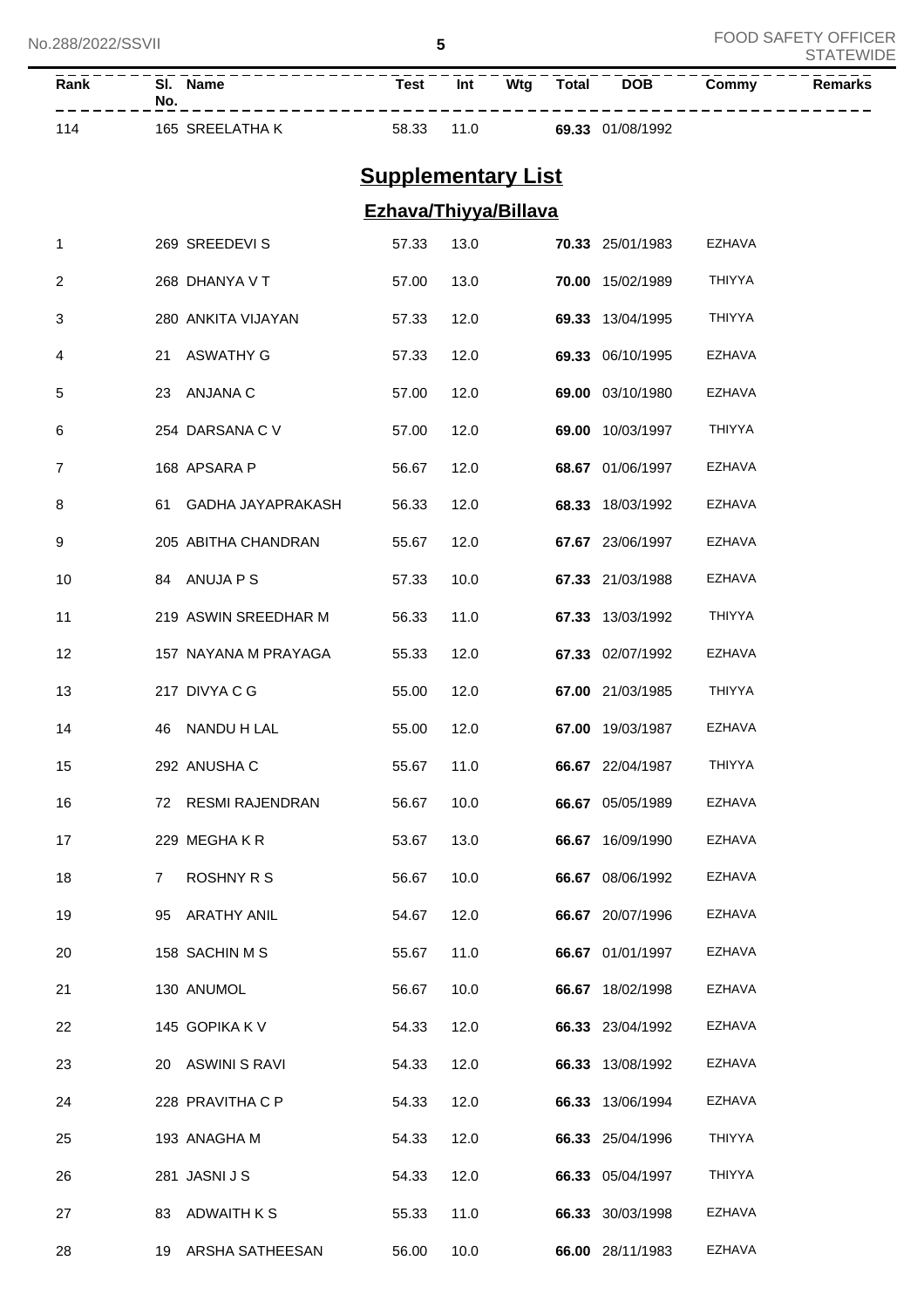| Rank | Sl. No. | Name | Test | Int | Wtg | Total | DOB | Commy | Remarks |
|---|---|---|---|---|---|---|---|---|---|
| 114 | 165 | SREELATHA K | 58.33 | 11.0 | | **69.33** | 01/08/1992 | | |

## Supplementary List

### Ezhava/Thiyya/Billava

| Rank | Sl. No. | Name | Test | Int | Wtg | Total | DOB | Commy | Remarks |
|---|---|---|---|---|---|---|---|---|---|
| 1 | 269 | SREEDEVI S | 57.33 | 13.0 | | **70.33** | 25/01/1983 | EZHAVA | |
| 2 | 268 | DHANYA V T | 57.00 | 13.0 | | **70.00** | 15/02/1989 | THIYYA | |
| 3 | 280 | ANKITA VIJAYAN | 57.33 | 12.0 | | **69.33** | 13/04/1995 | THIYYA | |
| 4 | 21 | ASWATHY G | 57.33 | 12.0 | | **69.33** | 06/10/1995 | EZHAVA | |
| 5 | 23 | ANJANA C | 57.00 | 12.0 | | **69.00** | 03/10/1980 | EZHAVA | |
| 6 | 254 | DARSANA C V | 57.00 | 12.0 | | **69.00** | 10/03/1997 | THIYYA | |
| 7 | 168 | APSARA P | 56.67 | 12.0 | | **68.67** | 01/06/1997 | EZHAVA | |
| 8 | 61 | GADHA JAYAPRAKASH | 56.33 | 12.0 | | **68.33** | 18/03/1992 | EZHAVA | |
| 9 | 205 | ABITHA CHANDRAN | 55.67 | 12.0 | | **67.67** | 23/06/1997 | EZHAVA | |
| 10 | 84 | ANUJA P S | 57.33 | 10.0 | | **67.33** | 21/03/1988 | EZHAVA | |
| 11 | 219 | ASWIN SREEDHAR M | 56.33 | 11.0 | | **67.33** | 13/03/1992 | THIYYA | |
| 12 | 157 | NAYANA M PRAYAGA | 55.33 | 12.0 | | **67.33** | 02/07/1992 | EZHAVA | |
| 13 | 217 | DIVYA C G | 55.00 | 12.0 | | **67.00** | 21/03/1985 | THIYYA | |
| 14 | 46 | NANDU H LAL | 55.00 | 12.0 | | **67.00** | 19/03/1987 | EZHAVA | |
| 15 | 292 | ANUSHA C | 55.67 | 11.0 | | **66.67** | 22/04/1987 | THIYYA | |
| 16 | 72 | RESMI RAJENDRAN | 56.67 | 10.0 | | **66.67** | 05/05/1989 | EZHAVA | |
| 17 | 229 | MEGHA K R | 53.67 | 13.0 | | **66.67** | 16/09/1990 | EZHAVA | |
| 18 | 7 | ROSHNY R S | 56.67 | 10.0 | | **66.67** | 08/06/1992 | EZHAVA | |
| 19 | 95 | ARATHY ANIL | 54.67 | 12.0 | | **66.67** | 20/07/1996 | EZHAVA | |
| 20 | 158 | SACHIN M S | 55.67 | 11.0 | | **66.67** | 01/01/1997 | EZHAVA | |
| 21 | 130 | ANUMOL | 56.67 | 10.0 | | **66.67** | 18/02/1998 | EZHAVA | |
| 22 | 145 | GOPIKA K V | 54.33 | 12.0 | | **66.33** | 23/04/1992 | EZHAVA | |
| 23 | 20 | ASWINI S RAVI | 54.33 | 12.0 | | **66.33** | 13/08/1992 | EZHAVA | |
| 24 | 228 | PRAVITHA C P | 54.33 | 12.0 | | **66.33** | 13/06/1994 | EZHAVA | |
| 25 | 193 | ANAGHA M | 54.33 | 12.0 | | **66.33** | 25/04/1996 | THIYYA | |
| 26 | 281 | JASNI J S | 54.33 | 12.0 | | **66.33** | 05/04/1997 | THIYYA | |
| 27 | 83 | ADWAITH K S | 55.33 | 11.0 | | **66.33** | 30/03/1998 | EZHAVA | |
| 28 | 19 | ARSHA SATHEESAN | 56.00 | 10.0 | | **66.00** | 28/11/1983 | EZHAVA | |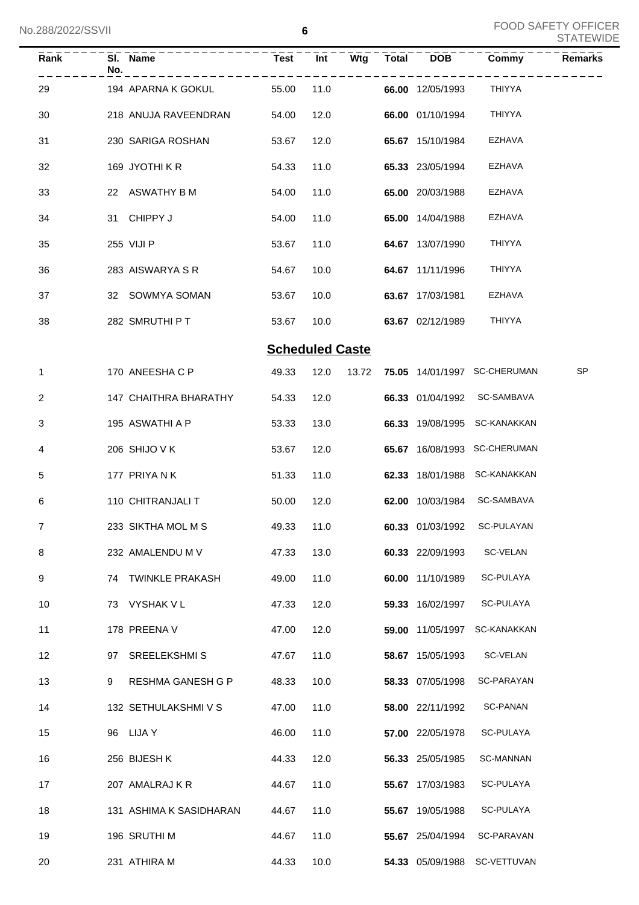| Rank | Sl. No. | Name | Test | Int | Wtg | Total | DOB | Commy | Remarks |
|---|---|---|---|---|---|---|---|---|---|
| 29 | 194 | APARNA K GOKUL | 55.00 | 11.0 | | **66.00** | 12/05/1993 | THIYYA | |
| 30 | 218 | ANUJA RAVEENDRAN | 54.00 | 12.0 | | **66.00** | 01/10/1994 | THIYYA | |
| 31 | 230 | SARIGA ROSHAN | 53.67 | 12.0 | | **65.67** | 15/10/1984 | EZHAVA | |
| 32 | 169 | JYOTHI K R | 54.33 | 11.0 | | **65.33** | 23/05/1994 | EZHAVA | |
| 33 | 22 | ASWATHY B M | 54.00 | 11.0 | | **65.00** | 20/03/1988 | EZHAVA | |
| 34 | 31 | CHIPPY J | 54.00 | 11.0 | | **65.00** | 14/04/1988 | EZHAVA | |
| 35 | 255 | VIJI P | 53.67 | 11.0 | | **64.67** | 13/07/1990 | THIYYA | |
| 36 | 283 | AISWARYA S R | 54.67 | 10.0 | | **64.67** | 11/11/1996 | THIYYA | |
| 37 | 32 | SOWMYA SOMAN | 53.67 | 10.0 | | **63.67** | 17/03/1981 | EZHAVA | |
| 38 | 282 | SMRUTHI P T | 53.67 | 10.0 | | **63.67** | 02/12/1989 | THIYYA | |

## Scheduled Caste

| Rank | Sl. No. | Name | Test | Int | Wtg | Total | DOB | Commy | Remarks |
|---|---|---|---|---|---|---|---|---|---|
| 1 | 170 | ANEESHA C P | 49.33 | 12.0 | 13.72 | **75.05** | 14/01/1997 | SC-CHERUMAN | SP |
| 2 | 147 | CHAITHRA BHARATHY | 54.33 | 12.0 | | **66.33** | 01/04/1992 | SC-SAMBAVA | |
| 3 | 195 | ASWATHI A P | 53.33 | 13.0 | | **66.33** | 19/08/1995 | SC-KANAKKAN | |
| 4 | 206 | SHIJO V K | 53.67 | 12.0 | | **65.67** | 16/08/1993 | SC-CHERUMAN | |
| 5 | 177 | PRIYA N K | 51.33 | 11.0 | | **62.33** | 18/01/1988 | SC-KANAKKAN | |
| 6 | 110 | CHITRANJALI T | 50.00 | 12.0 | | **62.00** | 10/03/1984 | SC-SAMBAVA | |
| 7 | 233 | SIKTHA MOL M S | 49.33 | 11.0 | | **60.33** | 01/03/1992 | SC-PULAYAN | |
| 8 | 232 | AMALENDU M V | 47.33 | 13.0 | | **60.33** | 22/09/1993 | SC-VELAN | |
| 9 | 74 | TWINKLE PRAKASH | 49.00 | 11.0 | | **60.00** | 11/10/1989 | SC-PULAYA | |
| 10 | 73 | VYSHAK V L | 47.33 | 12.0 | | **59.33** | 16/02/1997 | SC-PULAYA | |
| 11 | 178 | PREENA V | 47.00 | 12.0 | | **59.00** | 11/05/1997 | SC-KANAKKAN | |
| 12 | 97 | SREELEKSHMI S | 47.67 | 11.0 | | **58.67** | 15/05/1993 | SC-VELAN | |
| 13 | 9 | RESHMA GANESH G P | 48.33 | 10.0 | | **58.33** | 07/05/1998 | SC-PARAYAN | |
| 14 | 132 | SETHULAKSHMI V S | 47.00 | 11.0 | | **58.00** | 22/11/1992 | SC-PANAN | |
| 15 | 96 | LIJA Y | 46.00 | 11.0 | | **57.00** | 22/05/1978 | SC-PULAYA | |
| 16 | 256 | BIJESH K | 44.33 | 12.0 | | **56.33** | 25/05/1985 | SC-MANNAN | |
| 17 | 207 | AMALRAJ K R | 44.67 | 11.0 | | **55.67** | 17/03/1983 | SC-PULAYA | |
| 18 | 131 | ASHIMA K SASIDHARAN | 44.67 | 11.0 | | **55.67** | 19/05/1988 | SC-PULAYA | |
| 19 | 196 | SRUTHI M | 44.67 | 11.0 | | **55.67** | 25/04/1994 | SC-PARAVAN | |
| 20 | 231 | ATHIRA M | 44.33 | 10.0 | | **54.33** | 05/09/1988 | SC-VETTUVAN | |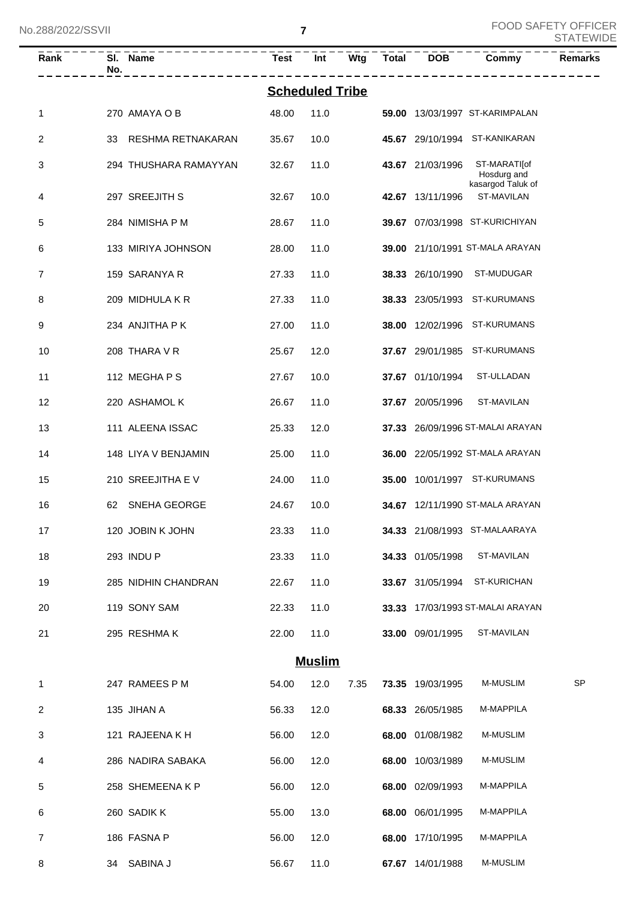| Rank | Sl. No. | Name | Test | Int | Wtg | Total | DOB | Commy | Remarks |
|---|---|---|---|---|---|---|---|---|---|
| **Scheduled Tribe** | | | | | | | | | |
| 1 | 270 | AMAYA O B | 48.00 | 11.0 | | **59.00** | 13/03/1997 | ST-KARIMPALAN | |
| 2 | 33 | RESHMA RETNAKARAN | 35.67 | 10.0 | | **45.67** | 29/10/1994 | ST-KANIKARAN | |
| 3 | 294 | THUSHARA RAMAYYAN | 32.67 | 11.0 | | **43.67** | 21/03/1996 | ST-MARATI[of Hosdurg and kasargod Taluk of | |
| 4 | 297 | SREEJITH S | 32.67 | 10.0 | | **42.67** | 13/11/1996 | ST-MAVILAN | |
| 5 | 284 | NIMISHA P M | 28.67 | 11.0 | | **39.67** | 07/03/1998 | ST-KURICHIYAN | |
| 6 | 133 | MIRIYA JOHNSON | 28.00 | 11.0 | | **39.00** | 21/10/1991 | ST-MALA ARAYAN | |
| 7 | 159 | SARANYA R | 27.33 | 11.0 | | **38.33** | 26/10/1990 | ST-MUDUGAR | |
| 8 | 209 | MIDHULA K R | 27.33 | 11.0 | | **38.33** | 23/05/1993 | ST-KURUMANS | |
| 9 | 234 | ANJITHA P K | 27.00 | 11.0 | | **38.00** | 12/02/1996 | ST-KURUMANS | |
| 10 | 208 | THARA V R | 25.67 | 12.0 | | **37.67** | 29/01/1985 | ST-KURUMANS | |
| 11 | 112 | MEGHA P S | 27.67 | 10.0 | | **37.67** | 01/10/1994 | ST-ULLADAN | |
| 12 | 220 | ASHAMOL K | 26.67 | 11.0 | | **37.67** | 20/05/1996 | ST-MAVILAN | |
| 13 | 111 | ALEENA ISSAC | 25.33 | 12.0 | | **37.33** | 26/09/1996 | ST-MALAI ARAYAN | |
| 14 | 148 | LIYA V BENJAMIN | 25.00 | 11.0 | | **36.00** | 22/05/1992 | ST-MALA ARAYAN | |
| 15 | 210 | SREEJITHA E V | 24.00 | 11.0 | | **35.00** | 10/01/1997 | ST-KURUMANS | |
| 16 | 62 | SNEHA GEORGE | 24.67 | 10.0 | | **34.67** | 12/11/1990 | ST-MALA ARAYAN | |
| 17 | 120 | JOBIN K JOHN | 23.33 | 11.0 | | **34.33** | 21/08/1993 | ST-MALAARAYA | |
| 18 | 293 | INDU P | 23.33 | 11.0 | | **34.33** | 01/05/1998 | ST-MAVILAN | |
| 19 | 285 | NIDHIN CHANDRAN | 22.67 | 11.0 | | **33.67** | 31/05/1994 | ST-KURICHAN | |
| 20 | 119 | SONY SAM | 22.33 | 11.0 | | **33.33** | 17/03/1993 | ST-MALAI ARAYAN | |
| 21 | 295 | RESHMA K | 22.00 | 11.0 | | **33.00** | 09/01/1995 | ST-MAVILAN | |
| **Muslim** | | | | | | | | | |
| 1 | 247 | RAMEES P M | 54.00 | 12.0 | 7.35 | **73.35** | 19/03/1995 | M-MUSLIM | SP |
| 2 | 135 | JIHAN A | 56.33 | 12.0 | | **68.33** | 26/05/1985 | M-MAPPILA | |
| 3 | 121 | RAJEENA K H | 56.00 | 12.0 | | **68.00** | 01/08/1982 | M-MUSLIM | |
| 4 | 286 | NADIRA SABAKA | 56.00 | 12.0 | | **68.00** | 10/03/1989 | M-MUSLIM | |
| 5 | 258 | SHEMEENA K P | 56.00 | 12.0 | | **68.00** | 02/09/1993 | M-MAPPILA | |
| 6 | 260 | SADIK K | 55.00 | 13.0 | | **68.00** | 06/01/1995 | M-MAPPILA | |
| 7 | 186 | FASNA P | 56.00 | 12.0 | | **68.00** | 17/10/1995 | M-MAPPILA | |
| 8 | 34 | SABINA J | 56.67 | 11.0 | | **67.67** | 14/01/1988 | M-MUSLIM | |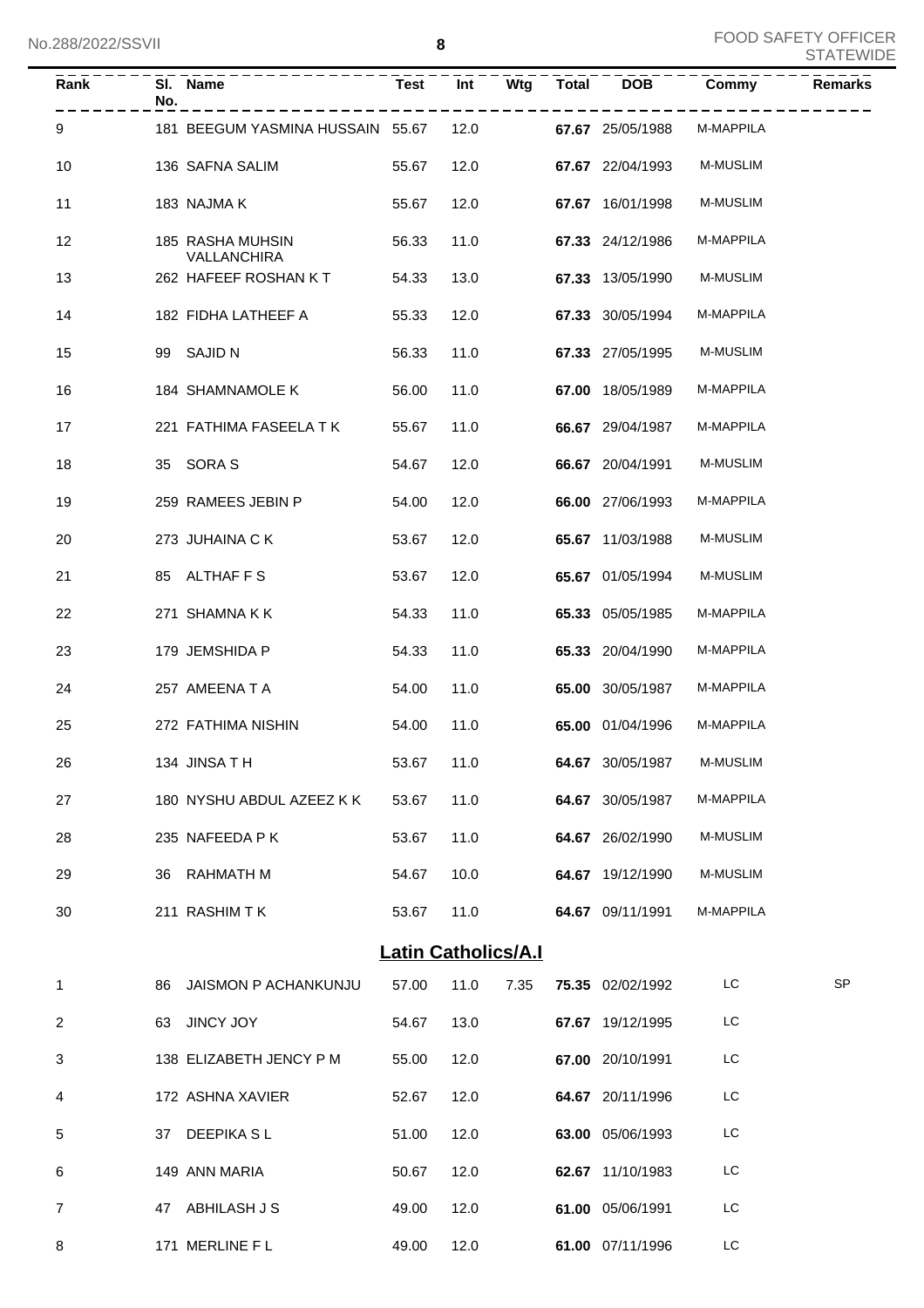| Rank | Sl. No. | Name | Test | Int | Wtg | Total | DOB | Commy | Remarks |
|---|---|---|---|---|---|---|---|---|---|
| 9 | 181 | BEEGUM YASMINA HUSSAIN | 55.67 | 12.0 | | **67.67** | 25/05/1988 | M-MAPPILA | |
| 10 | 136 | SAFNA SALIM | 55.67 | 12.0 | | **67.67** | 22/04/1993 | M-MUSLIM | |
| 11 | 183 | NAJMA K | 55.67 | 12.0 | | **67.67** | 16/01/1998 | M-MUSLIM | |
| 12 | 185 | RASHA MUHSIN VALLANCHIRA | 56.33 | 11.0 | | **67.33** | 24/12/1986 | M-MAPPILA | |
| 13 | 262 | HAFEEF ROSHAN K T | 54.33 | 13.0 | | **67.33** | 13/05/1990 | M-MUSLIM | |
| 14 | 182 | FIDHA LATHEEF A | 55.33 | 12.0 | | **67.33** | 30/05/1994 | M-MAPPILA | |
| 15 | 99 | SAJID N | 56.33 | 11.0 | | **67.33** | 27/05/1995 | M-MUSLIM | |
| 16 | 184 | SHAMNAMOLE K | 56.00 | 11.0 | | **67.00** | 18/05/1989 | M-MAPPILA | |
| 17 | 221 | FATHIMA FASEELA T K | 55.67 | 11.0 | | **66.67** | 29/04/1987 | M-MAPPILA | |
| 18 | 35 | SORA S | 54.67 | 12.0 | | **66.67** | 20/04/1991 | M-MUSLIM | |
| 19 | 259 | RAMEES JEBIN P | 54.00 | 12.0 | | **66.00** | 27/06/1993 | M-MAPPILA | |
| 20 | 273 | JUHAINA C K | 53.67 | 12.0 | | **65.67** | 11/03/1988 | M-MUSLIM | |
| 21 | 85 | ALTHAF F S | 53.67 | 12.0 | | **65.67** | 01/05/1994 | M-MUSLIM | |
| 22 | 271 | SHAMNA K K | 54.33 | 11.0 | | **65.33** | 05/05/1985 | M-MAPPILA | |
| 23 | 179 | JEMSHIDA P | 54.33 | 11.0 | | **65.33** | 20/04/1990 | M-MAPPILA | |
| 24 | 257 | AMEENA T A | 54.00 | 11.0 | | **65.00** | 30/05/1987 | M-MAPPILA | |
| 25 | 272 | FATHIMA NISHIN | 54.00 | 11.0 | | **65.00** | 01/04/1996 | M-MAPPILA | |
| 26 | 134 | JINSA T H | 53.67 | 11.0 | | **64.67** | 30/05/1987 | M-MUSLIM | |
| 27 | 180 | NYSHU ABDUL AZEEZ K K | 53.67 | 11.0 | | **64.67** | 30/05/1987 | M-MAPPILA | |
| 28 | 235 | NAFEEDA P K | 53.67 | 11.0 | | **64.67** | 26/02/1990 | M-MUSLIM | |
| 29 | 36 | RAHMATH M | 54.67 | 10.0 | | **64.67** | 19/12/1990 | M-MUSLIM | |
| 30 | 211 | RASHIM T K | 53.67 | 11.0 | | **64.67** | 09/11/1991 | M-MAPPILA | |

## Latin Catholics/A.I

| Rank | Sl. No. | Name | Test | Int | Wtg | Total | DOB | Commy | Remarks |
|---|---|---|---|---|---|---|---|---|---|
| 1 | 86 | JAISMON P ACHANKUNJU | 57.00 | 11.0 | 7.35 | **75.35** | 02/02/1992 | LC | SP |
| 2 | 63 | JINCY JOY | 54.67 | 13.0 | | **67.67** | 19/12/1995 | LC | |
| 3 | 138 | ELIZABETH JENCY P M | 55.00 | 12.0 | | **67.00** | 20/10/1991 | LC | |
| 4 | 172 | ASHNA XAVIER | 52.67 | 12.0 | | **64.67** | 20/11/1996 | LC | |
| 5 | 37 | DEEPIKA S L | 51.00 | 12.0 | | **63.00** | 05/06/1993 | LC | |
| 6 | 149 | ANN MARIA | 50.67 | 12.0 | | **62.67** | 11/10/1983 | LC | |
| 7 | 47 | ABHILASH J S | 49.00 | 12.0 | | **61.00** | 05/06/1991 | LC | |
| 8 | 171 | MERLINE F L | 49.00 | 12.0 | | **61.00** | 07/11/1996 | LC | |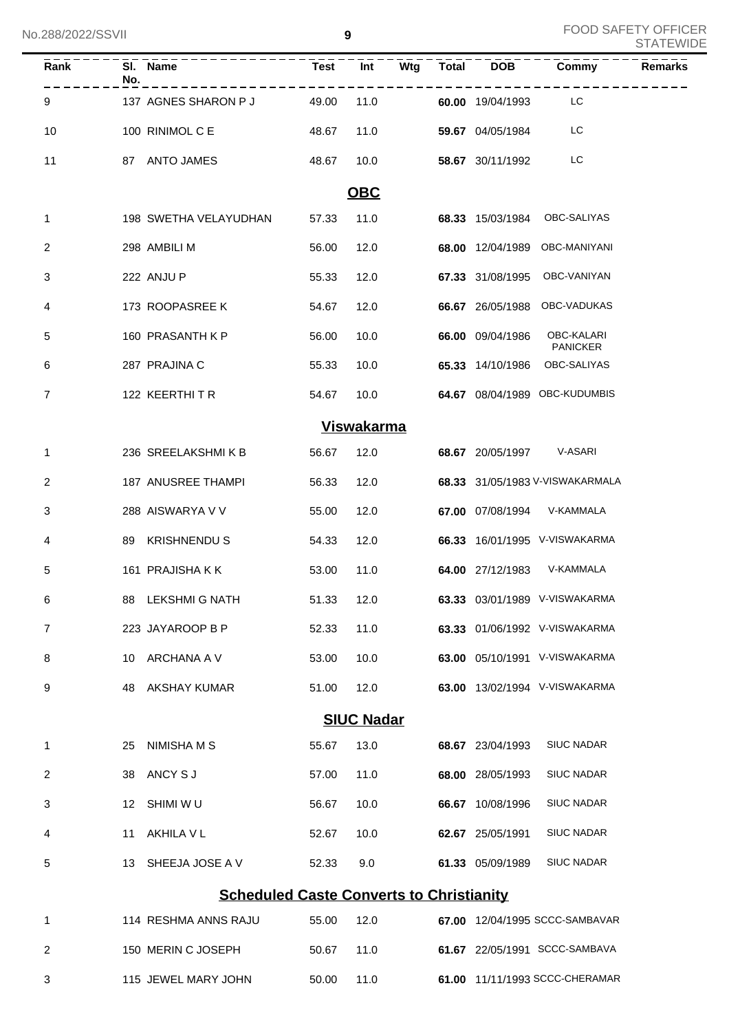| Rank | Sl. No. | Name | Test | Int | Wtg | Total | DOB | Commy | Remarks |
|---|---|---|---|---|---|---|---|---|---|
| 9 | 137 | AGNES SHARON P J | 49.00 | 11.0 | | **60.00** | 19/04/1993 | LC | |
| 10 | 100 | RINIMOL C E | 48.67 | 11.0 | | **59.67** | 04/05/1984 | LC | |
| 11 | 87 | ANTO JAMES | 48.67 | 10.0 | | **58.67** | 30/11/1992 | LC | |

## OBC

| Rank | Sl. No. | Name | Test | Int | Wtg | Total | DOB | Commy | Remarks |
|---|---|---|---|---|---|---|---|---|---|
| 1 | 198 | SWETHA VELAYUDHAN | 57.33 | 11.0 | | **68.33** | 15/03/1984 | OBC-SALIYAS | |
| 2 | 298 | AMBILI M | 56.00 | 12.0 | | **68.00** | 12/04/1989 | OBC-MANIYANI | |
| 3 | 222 | ANJU P | 55.33 | 12.0 | | **67.33** | 31/08/1995 | OBC-VANIYAN | |
| 4 | 173 | ROOPASREE K | 54.67 | 12.0 | | **66.67** | 26/05/1988 | OBC-VADUKAS | |
| 5 | 160 | PRASANTH K P | 56.00 | 10.0 | | **66.00** | 09/04/1986 | OBC-KALARI PANICKER | |
| 6 | 287 | PRAJINA C | 55.33 | 10.0 | | **65.33** | 14/10/1986 | OBC-SALIYAS | |
| 7 | 122 | KEERTHI T R | 54.67 | 10.0 | | **64.67** | 08/04/1989 | OBC-KUDUMBIS | |

## Viswakarma

| Rank | Sl. No. | Name | Test | Int | Wtg | Total | DOB | Commy | Remarks |
|---|---|---|---|---|---|---|---|---|---|
| 1 | 236 | SREELAKSHMI K B | 56.67 | 12.0 | | **68.67** | 20/05/1997 | V-ASARI | |
| 2 | 187 | ANUSREE THAMPI | 56.33 | 12.0 | | **68.33** | 31/05/1983 | V-VISWAKARMALA | |
| 3 | 288 | AISWARYA V V | 55.00 | 12.0 | | **67.00** | 07/08/1994 | V-KAMMALA | |
| 4 | 89 | KRISHNENDU S | 54.33 | 12.0 | | **66.33** | 16/01/1995 | V-VISWAKARMA | |
| 5 | 161 | PRAJISHA K K | 53.00 | 11.0 | | **64.00** | 27/12/1983 | V-KAMMALA | |
| 6 | 88 | LEKSHMI G NATH | 51.33 | 12.0 | | **63.33** | 03/01/1989 | V-VISWAKARMA | |
| 7 | 223 | JAYAROOP B P | 52.33 | 11.0 | | **63.33** | 01/06/1992 | V-VISWAKARMA | |
| 8 | 10 | ARCHANA A V | 53.00 | 10.0 | | **63.00** | 05/10/1991 | V-VISWAKARMA | |
| 9 | 48 | AKSHAY KUMAR | 51.00 | 12.0 | | **63.00** | 13/02/1994 | V-VISWAKARMA | |

## SIUC Nadar

| Rank | Sl. No. | Name | Test | Int | Wtg | Total | DOB | Commy | Remarks |
|---|---|---|---|---|---|---|---|---|---|
| 1 | 25 | NIMISHA M S | 55.67 | 13.0 | | **68.67** | 23/04/1993 | SIUC NADAR | |
| 2 | 38 | ANCY S J | 57.00 | 11.0 | | **68.00** | 28/05/1993 | SIUC NADAR | |
| 3 | 12 | SHIMI W U | 56.67 | 10.0 | | **66.67** | 10/08/1996 | SIUC NADAR | |
| 4 | 11 | AKHILA V L | 52.67 | 10.0 | | **62.67** | 25/05/1991 | SIUC NADAR | |
| 5 | 13 | SHEEJA JOSE A V | 52.33 | 9.0 | | **61.33** | 05/09/1989 | SIUC NADAR | |

## Scheduled Caste Converts to Christianity

| Rank | Sl. No. | Name | Test | Int | Wtg | Total | DOB | Commy | Remarks |
|---|---|---|---|---|---|---|---|---|---|
| 1 | 114 | RESHMA ANNS RAJU | 55.00 | 12.0 | | **67.00** | 12/04/1995 | SCCC-SAMBAVAR | |
| 2 | 150 | MERIN C JOSEPH | 50.67 | 11.0 | | **61.67** | 22/05/1991 | SCCC-SAMBAVA | |
| 3 | 115 | JEWEL MARY JOHN | 50.00 | 11.0 | | **61.00** | 11/11/1993 | SCCC-CHERAMAR | |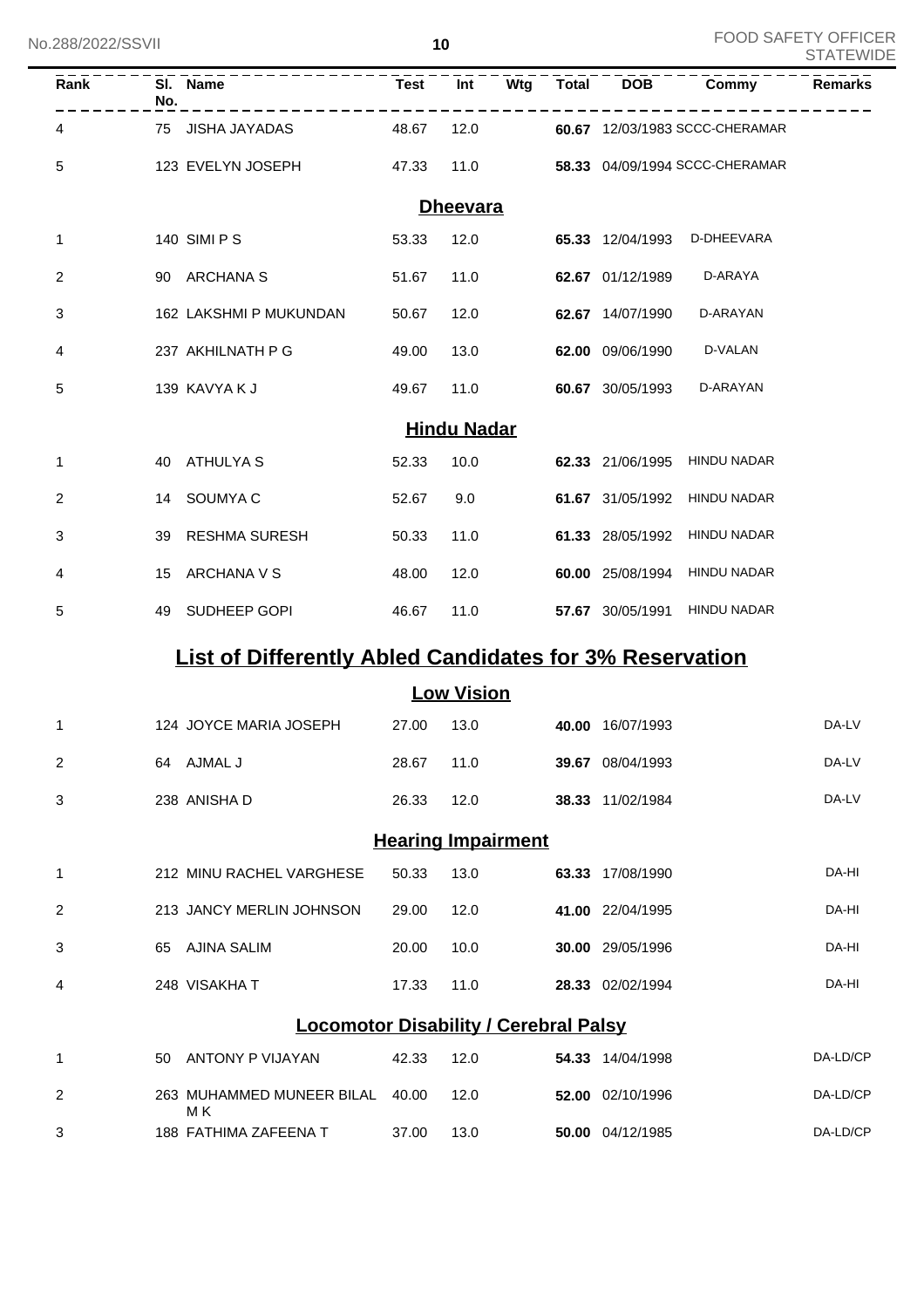| Rank | Sl. No. | Name | Test | Int | Wtg | Total | DOB | Commy | Remarks |
|---|---|---|---|---|---|---|---|---|---|
| 4 | 75 | JISHA JAYADAS | 48.67 | 12.0 | | **60.67** | 12/03/1983 | SCCC-CHERAMAR | |
| 5 | 123 | EVELYN JOSEPH | 47.33 | 11.0 | | **58.33** | 04/09/1994 | SCCC-CHERAMAR | |

**Dheevara**

| Rank | Sl. No. | Name | Test | Int | Wtg | Total | DOB | Commy | Remarks |
|---|---|---|---|---|---|---|---|---|---|
| 1 | 140 | SIMI P S | 53.33 | 12.0 | | **65.33** | 12/04/1993 | D-DHEEVARA | |
| 2 | 90 | ARCHANA S | 51.67 | 11.0 | | **62.67** | 01/12/1989 | D-ARAYA | |
| 3 | 162 | LAKSHMI P MUKUNDAN | 50.67 | 12.0 | | **62.67** | 14/07/1990 | D-ARAYAN | |
| 4 | 237 | AKHILNATH P G | 49.00 | 13.0 | | **62.00** | 09/06/1990 | D-VALAN | |
| 5 | 139 | KAVYA K J | 49.67 | 11.0 | | **60.67** | 30/05/1993 | D-ARAYAN | |

**Hindu Nadar**

| Rank | Sl. No. | Name | Test | Int | Wtg | Total | DOB | Commy | Remarks |
|---|---|---|---|---|---|---|---|---|---|
| 1 | 40 | ATHULYA S | 52.33 | 10.0 | | **62.33** | 21/06/1995 | HINDU NADAR | |
| 2 | 14 | SOUMYA C | 52.67 | 9.0 | | **61.67** | 31/05/1992 | HINDU NADAR | |
| 3 | 39 | RESHMA SURESH | 50.33 | 11.0 | | **61.33** | 28/05/1992 | HINDU NADAR | |
| 4 | 15 | ARCHANA V S | 48.00 | 12.0 | | **60.00** | 25/08/1994 | HINDU NADAR | |
| 5 | 49 | SUDHEEP GOPI | 46.67 | 11.0 | | **57.67** | 30/05/1991 | HINDU NADAR | |

## List of Differently Abled Candidates for 3% Reservation

**Low Vision**

| Rank | Sl. No. | Name | Test | Int | Wtg | Total | DOB | Commy | Remarks |
|---|---|---|---|---|---|---|---|---|---|
| 1 | 124 | JOYCE MARIA JOSEPH | 27.00 | 13.0 | | **40.00** | 16/07/1993 | | DA-LV |
| 2 | 64 | AJMAL J | 28.67 | 11.0 | | **39.67** | 08/04/1993 | | DA-LV |
| 3 | 238 | ANISHA D | 26.33 | 12.0 | | **38.33** | 11/02/1984 | | DA-LV |

**Hearing Impairment**

| Rank | Sl. No. | Name | Test | Int | Wtg | Total | DOB | Commy | Remarks |
|---|---|---|---|---|---|---|---|---|---|
| 1 | 212 | MINU RACHEL VARGHESE | 50.33 | 13.0 | | **63.33** | 17/08/1990 | | DA-HI |
| 2 | 213 | JANCY MERLIN JOHNSON | 29.00 | 12.0 | | **41.00** | 22/04/1995 | | DA-HI |
| 3 | 65 | AJINA SALIM | 20.00 | 10.0 | | **30.00** | 29/05/1996 | | DA-HI |
| 4 | 248 | VISAKHA T | 17.33 | 11.0 | | **28.33** | 02/02/1994 | | DA-HI |

**Locomotor Disability / Cerebral Palsy**

| Rank | Sl. No. | Name | Test | Int | Wtg | Total | DOB | Commy | Remarks |
|---|---|---|---|---|---|---|---|---|---|
| 1 | 50 | ANTONY P VIJAYAN | 42.33 | 12.0 | | **54.33** | 14/04/1998 | | DA-LD/CP |
| 2 | 263 | MUHAMMED MUNEER BILAL M K | 40.00 | 12.0 | | **52.00** | 02/10/1996 | | DA-LD/CP |
| 3 | 188 | FATHIMA ZAFEENA T | 37.00 | 13.0 | | **50.00** | 04/12/1985 | | DA-LD/CP |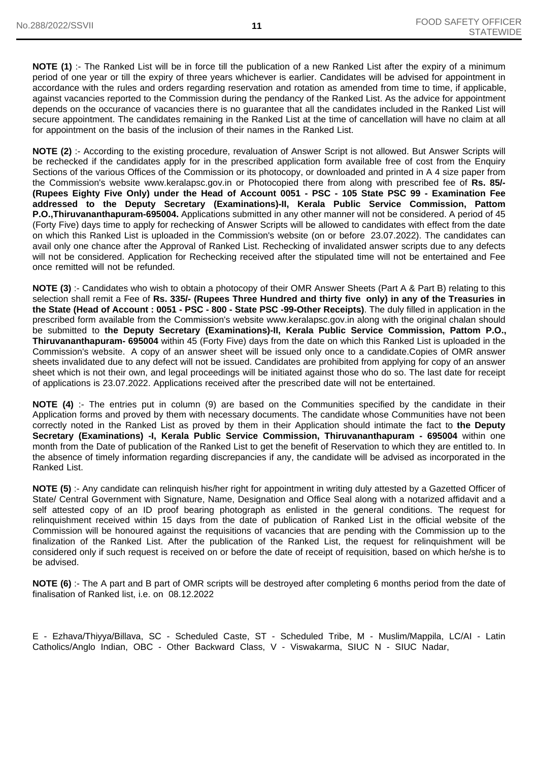**NOTE (1)** :- The Ranked List will be in force till the publication of a new Ranked List after the expiry of a minimum period of one year or till the expiry of three years whichever is earlier. Candidates will be advised for appointment in accordance with the rules and orders regarding reservation and rotation as amended from time to time, if applicable, against vacancies reported to the Commission during the pendancy of the Ranked List. As the advice for appointment depends on the occurance of vacancies there is no guarantee that all the candidates included in the Ranked List will secure appointment. The candidates remaining in the Ranked List at the time of cancellation will have no claim at all for appointment on the basis of the inclusion of their names in the Ranked List.

**NOTE (2)** :- According to the existing procedure, revaluation of Answer Script is not allowed. But Answer Scripts will be rechecked if the candidates apply for in the prescribed application form available free of cost from the Enquiry Sections of the various Offices of the Commission or its photocopy, or downloaded and printed in A 4 size paper from the Commission's website www.keralapsc.gov.in or Photocopied there from along with prescribed fee of **Rs. 85/- (Rupees Eighty Five Only) under the Head of Account 0051 - PSC - 105 State PSC 99 - Examination Fee addressed to the Deputy Secretary (Examinations)-II, Kerala Public Service Commission, Pattom P.O.,Thiruvananthapuram-695004.** Applications submitted in any other manner will not be considered. A period of 45 (Forty Five) days time to apply for rechecking of Answer Scripts will be allowed to candidates with effect from the date on which this Ranked List is uploaded in the Commission's website (on or before 23.07.2022). The candidates can avail only one chance after the Approval of Ranked List. Rechecking of invalidated answer scripts due to any defects will not be considered. Application for Rechecking received after the stipulated time will not be entertained and Fee once remitted will not be refunded.

**NOTE (3)** :- Candidates who wish to obtain a photocopy of their OMR Answer Sheets (Part A & Part B) relating to this selection shall remit a Fee of **Rs. 335/- (Rupees Three Hundred and thirty five only) in any of the Treasuries in the State (Head of Account : 0051 - PSC - 800 - State PSC -99-Other Receipts)**. The duly filled in application in the prescribed form available from the Commission's website www.keralapsc.gov.in along with the original chalan should be submitted to **the Deputy Secretary (Examinations)-II, Kerala Public Service Commission, Pattom P.O., Thiruvananthapuram- 695004** within 45 (Forty Five) days from the date on which this Ranked List is uploaded in the Commission's website. A copy of an answer sheet will be issued only once to a candidate.Copies of OMR answer sheets invalidated due to any defect will not be issued. Candidates are prohibited from applying for copy of an answer sheet which is not their own, and legal proceedings will be initiated against those who do so. The last date for receipt of applications is 23.07.2022. Applications received after the prescribed date will not be entertained.

**NOTE (4)** :- The entries put in column (9) are based on the Communities specified by the candidate in their Application forms and proved by them with necessary documents. The candidate whose Communities have not been correctly noted in the Ranked List as proved by them in their Application should intimate the fact to **the Deputy Secretary (Examinations) -I, Kerala Public Service Commission, Thiruvananthapuram - 695004** within one month from the Date of publication of the Ranked List to get the benefit of Reservation to which they are entitled to. In the absence of timely information regarding discrepancies if any, the candidate will be advised as incorporated in the Ranked List.

**NOTE (5)** :- Any candidate can relinquish his/her right for appointment in writing duly attested by a Gazetted Officer of State/ Central Government with Signature, Name, Designation and Office Seal along with a notarized affidavit and a self attested copy of an ID proof bearing photograph as enlisted in the general conditions. The request for relinquishment received within 15 days from the date of publication of Ranked List in the official website of the Commission will be honoured against the requisitions of vacancies that are pending with the Commission up to the finalization of the Ranked List. After the publication of the Ranked List, the request for relinquishment will be considered only if such request is received on or before the date of receipt of requisition, based on which he/she is to be advised.

**NOTE (6)** :- The A part and B part of OMR scripts will be destroyed after completing 6 months period from the date of finalisation of Ranked list, i.e. on 08.12.2022

E - Ezhava/Thiyya/Billava, SC - Scheduled Caste, ST - Scheduled Tribe, M - Muslim/Mappila, LC/AI - Latin Catholics/Anglo Indian, OBC - Other Backward Class, V - Viswakarma, SIUC N - SIUC Nadar,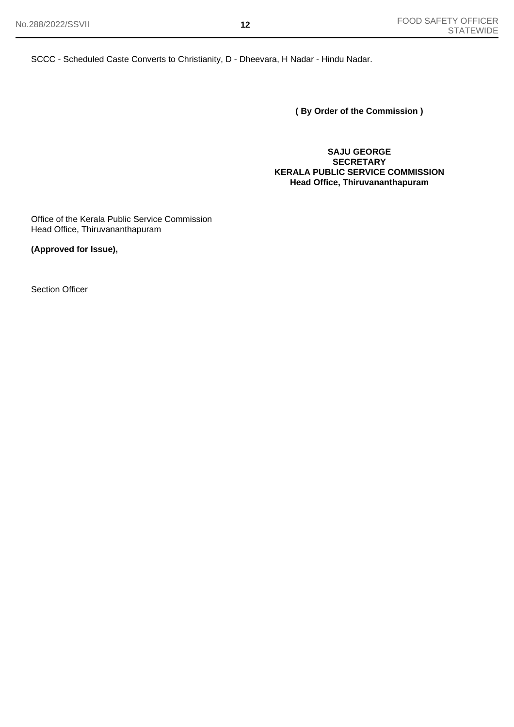SCCC - Scheduled Caste Converts to Christianity, D - Dheevara, H Nadar - Hindu Nadar.

**( By Order of the Commission )**

**SAJU GEORGE**
**SECRETARY**
**KERALA PUBLIC SERVICE COMMISSION**
**Head Office, Thiruvananthapuram**

Office of the Kerala Public Service Commission
Head Office, Thiruvananthapuram

**(Approved for Issue),**

Section Officer